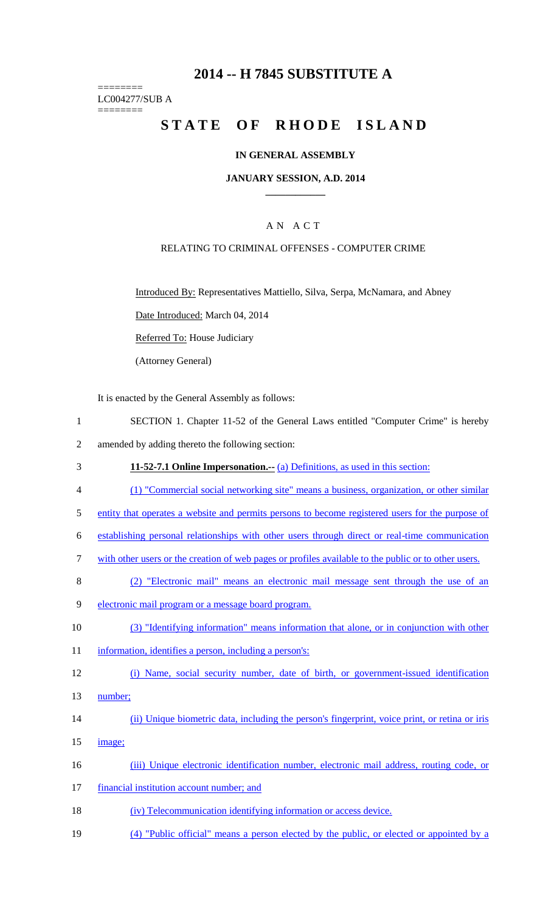# 2014 -- H 7845 SUBSTITUTE A

========
LC004277/SUB A
========

# STATE OF RHODE ISLAND

## IN GENERAL ASSEMBLY

### JANUARY SESSION, A.D. 2014

## A N A C T

RELATING TO CRIMINAL OFFENSES - COMPUTER CRIME

Introduced By: Representatives Mattiello, Silva, Serpa, McNamara, and Abney

Date Introduced: March 04, 2014

Referred To: House Judiciary

(Attorney General)

It is enacted by the General Assembly as follows:

1 SECTION 1. Chapter 11-52 of the General Laws entitled "Computer Crime" is hereby
2 amended by adding thereto the following section:

3 **11-52-7.1 Online Impersonation.--** (a) Definitions, as used in this section:

4 (1) "Commercial social networking site" means a business, organization, or other similar
5 entity that operates a website and permits persons to become registered users for the purpose of
6 establishing personal relationships with other users through direct or real-time communication
7 with other users or the creation of web pages or profiles available to the public or to other users.

8 (2) "Electronic mail" means an electronic mail message sent through the use of an
9 electronic mail program or a message board program.

10 (3) "Identifying information" means information that alone, or in conjunction with other
11 information, identifies a person, including a person's:

12 (i) Name, social security number, date of birth, or government-issued identification
13 number;

14 (ii) Unique biometric data, including the person's fingerprint, voice print, or retina or iris
15 image;

16 (iii) Unique electronic identification number, electronic mail address, routing code, or
17 financial institution account number; and

18 (iv) Telecommunication identifying information or access device.

19 (4) "Public official" means a person elected by the public, or elected or appointed by a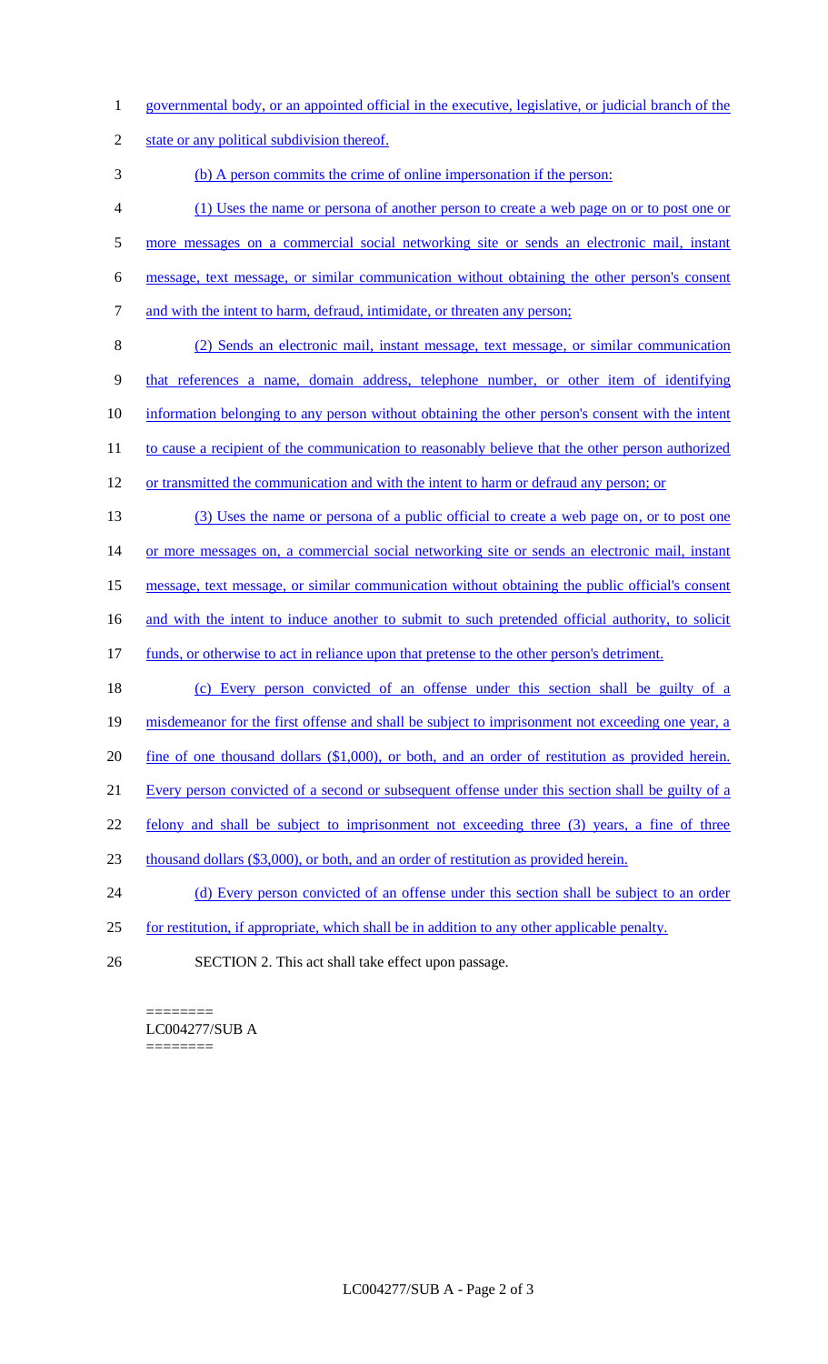governmental body, or an appointed official in the executive, legislative, or judicial branch of the state or any political subdivision thereof.

(b) A person commits the crime of online impersonation if the person:

(1) Uses the name or persona of another person to create a web page on or to post one or more messages on a commercial social networking site or sends an electronic mail, instant message, text message, or similar communication without obtaining the other person's consent and with the intent to harm, defraud, intimidate, or threaten any person;

(2) Sends an electronic mail, instant message, text message, or similar communication that references a name, domain address, telephone number, or other item of identifying information belonging to any person without obtaining the other person's consent with the intent to cause a recipient of the communication to reasonably believe that the other person authorized or transmitted the communication and with the intent to harm or defraud any person; or

(3) Uses the name or persona of a public official to create a web page on, or to post one or more messages on, a commercial social networking site or sends an electronic mail, instant message, text message, or similar communication without obtaining the public official's consent and with the intent to induce another to submit to such pretended official authority, to solicit funds, or otherwise to act in reliance upon that pretense to the other person's detriment.

(c) Every person convicted of an offense under this section shall be guilty of a misdemeanor for the first offense and shall be subject to imprisonment not exceeding one year, a fine of one thousand dollars ($1,000), or both, and an order of restitution as provided herein. Every person convicted of a second or subsequent offense under this section shall be guilty of a felony and shall be subject to imprisonment not exceeding three (3) years, a fine of three thousand dollars ($3,000), or both, and an order of restitution as provided herein.

(d) Every person convicted of an offense under this section shall be subject to an order for restitution, if appropriate, which shall be in addition to any other applicable penalty.

SECTION 2. This act shall take effect upon passage.

========
LC004277/SUB A
========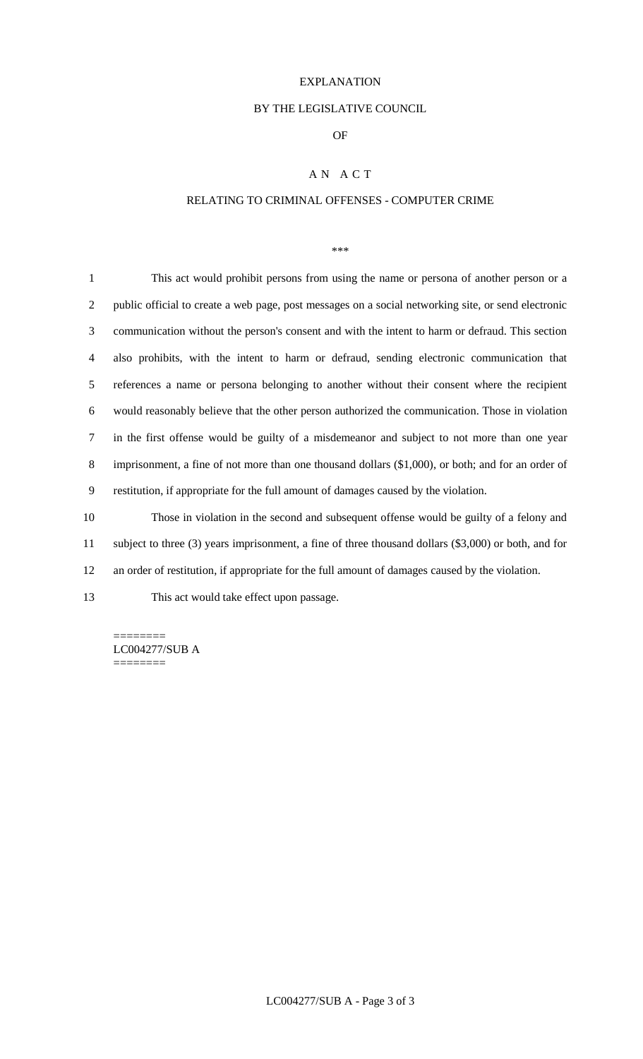EXPLANATION

BY THE LEGISLATIVE COUNCIL

OF

A N A C T

RELATING TO CRIMINAL OFFENSES - COMPUTER CRIME

\*\*\*

This act would prohibit persons from using the name or persona of another person or a public official to create a web page, post messages on a social networking site, or send electronic communication without the person's consent and with the intent to harm or defraud. This section also prohibits, with the intent to harm or defraud, sending electronic communication that references a name or persona belonging to another without their consent where the recipient would reasonably believe that the other person authorized the communication. Those in violation in the first offense would be guilty of a misdemeanor and subject to not more than one year imprisonment, a fine of not more than one thousand dollars ($1,000), or both; and for an order of restitution, if appropriate for the full amount of damages caused by the violation.

Those in violation in the second and subsequent offense would be guilty of a felony and subject to three (3) years imprisonment, a fine of three thousand dollars ($3,000) or both, and for an order of restitution, if appropriate for the full amount of damages caused by the violation.

This act would take effect upon passage.

========
LC004277/SUB A
========